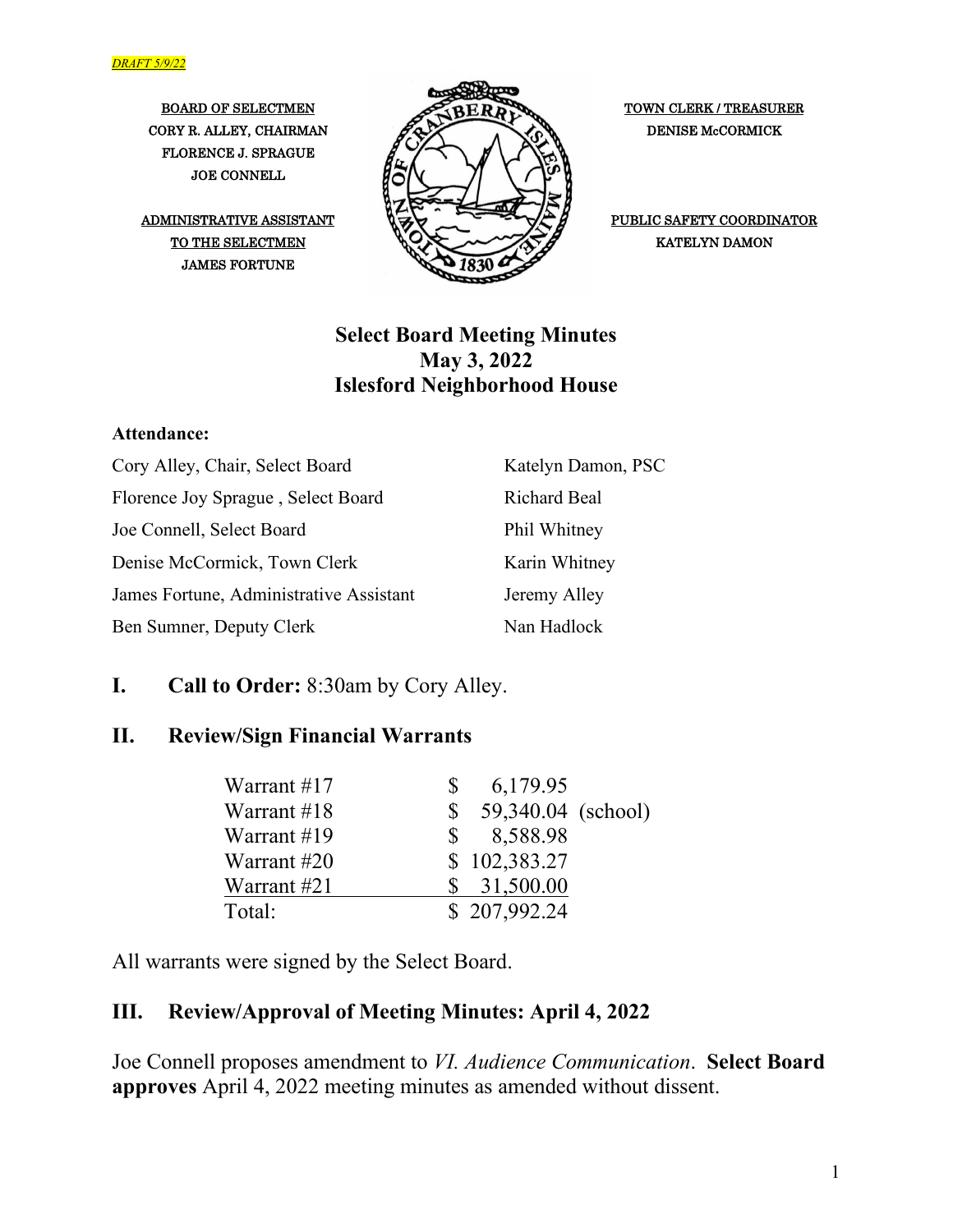*DRAFT 5/9/22*

BOARD OF SELECTMEN
CORY R. ALLEY, CHAIRMAN
FLORENCE J. SPRAGUE
JOE CONNELL

ADMINISTRATIVE ASSISTANT
TO THE SELECTMEN
JAMES FORTUNE

TOWN CLERK / TREASURER
DENISE McCORMICK

PUBLIC SAFETY COORDINATOR
KATELYN DAMON

# Select Board Meeting Minutes
# May 3, 2022
# Islesford Neighborhood House

**Attendance:**

| | |
|---|---|
| Cory Alley, Chair, Select Board | Katelyn Damon, PSC |
| Florence Joy Sprague , Select Board | Richard Beal |
| Joe Connell, Select Board | Phil Whitney |
| Denise McCormick, Town Clerk | Karin Whitney |
| James Fortune, Administrative Assistant | Jeremy Alley |
| Ben Sumner, Deputy Clerk | Nan Hadlock |

## I. Call to Order: 8:30am by Cory Alley.

## II. Review/Sign Financial Warrants

| | | |
|---|---|---|
| Warrant #17 | $ 6,179.95 | |
| Warrant #18 | $ 59,340.04 | (school) |
| Warrant #19 | $ 8,588.98 | |
| Warrant #20 | $ 102,383.27 | |
| Warrant #21 | $ 31,500.00 | |
| Total: | $ 207,992.24 | |

All warrants were signed by the Select Board.

## III. Review/Approval of Meeting Minutes: April 4, 2022

Joe Connell proposes amendment to *VI. Audience Communication*. **Select Board approves** April 4, 2022 meeting minutes as amended without dissent.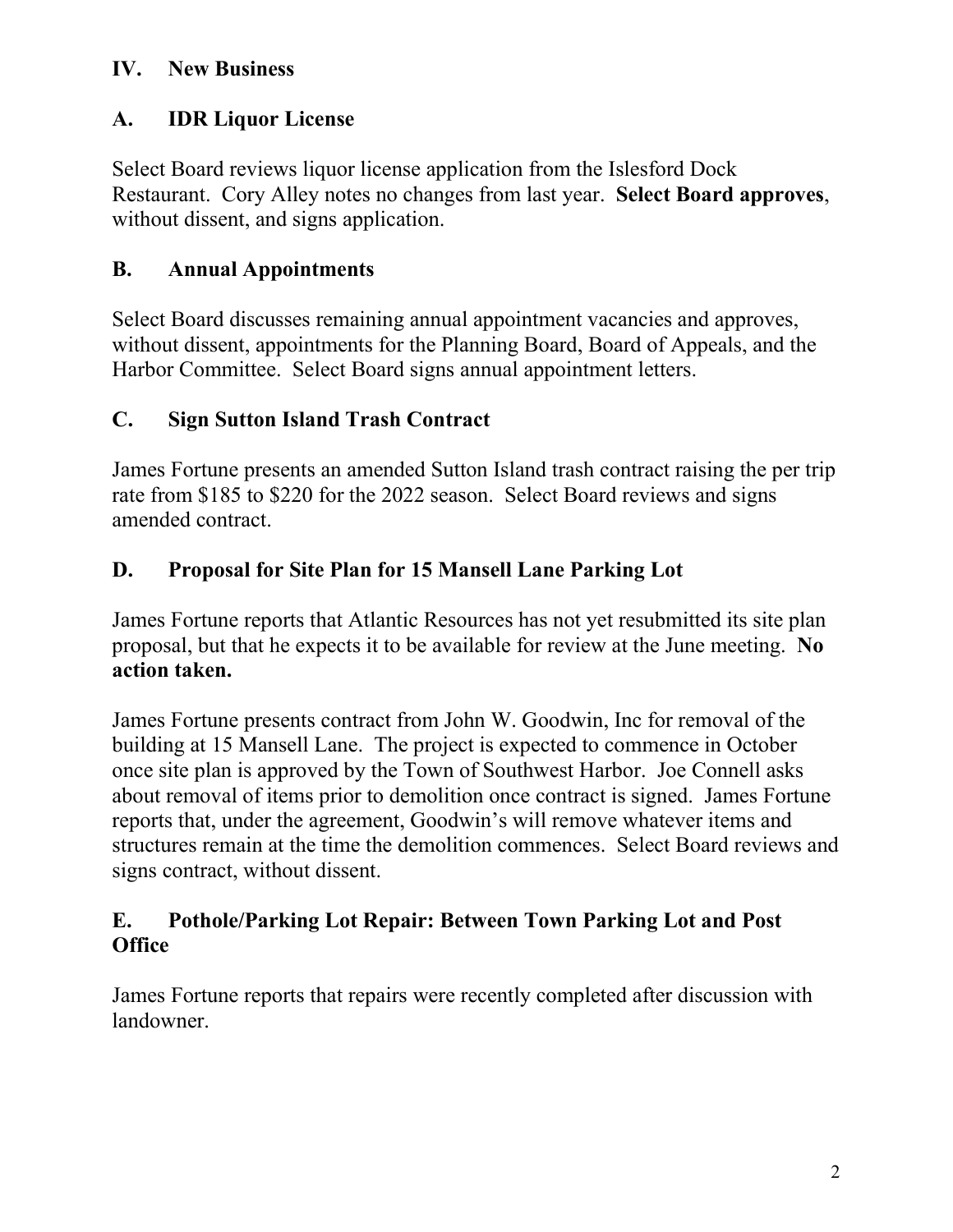## IV. New Business

### A. IDR Liquor License

Select Board reviews liquor license application from the Islesford Dock Restaurant. Cory Alley notes no changes from last year. **Select Board approves**, without dissent, and signs application.

### B. Annual Appointments

Select Board discusses remaining annual appointment vacancies and approves, without dissent, appointments for the Planning Board, Board of Appeals, and the Harbor Committee. Select Board signs annual appointment letters.

### C. Sign Sutton Island Trash Contract

James Fortune presents an amended Sutton Island trash contract raising the per trip rate from $185 to $220 for the 2022 season. Select Board reviews and signs amended contract.

### D. Proposal for Site Plan for 15 Mansell Lane Parking Lot

James Fortune reports that Atlantic Resources has not yet resubmitted its site plan proposal, but that he expects it to be available for review at the June meeting. **No action taken.**

James Fortune presents contract from John W. Goodwin, Inc for removal of the building at 15 Mansell Lane. The project is expected to commence in October once site plan is approved by the Town of Southwest Harbor. Joe Connell asks about removal of items prior to demolition once contract is signed. James Fortune reports that, under the agreement, Goodwin's will remove whatever items and structures remain at the time the demolition commences. Select Board reviews and signs contract, without dissent.

### E. Pothole/Parking Lot Repair: Between Town Parking Lot and Post Office

James Fortune reports that repairs were recently completed after discussion with landowner.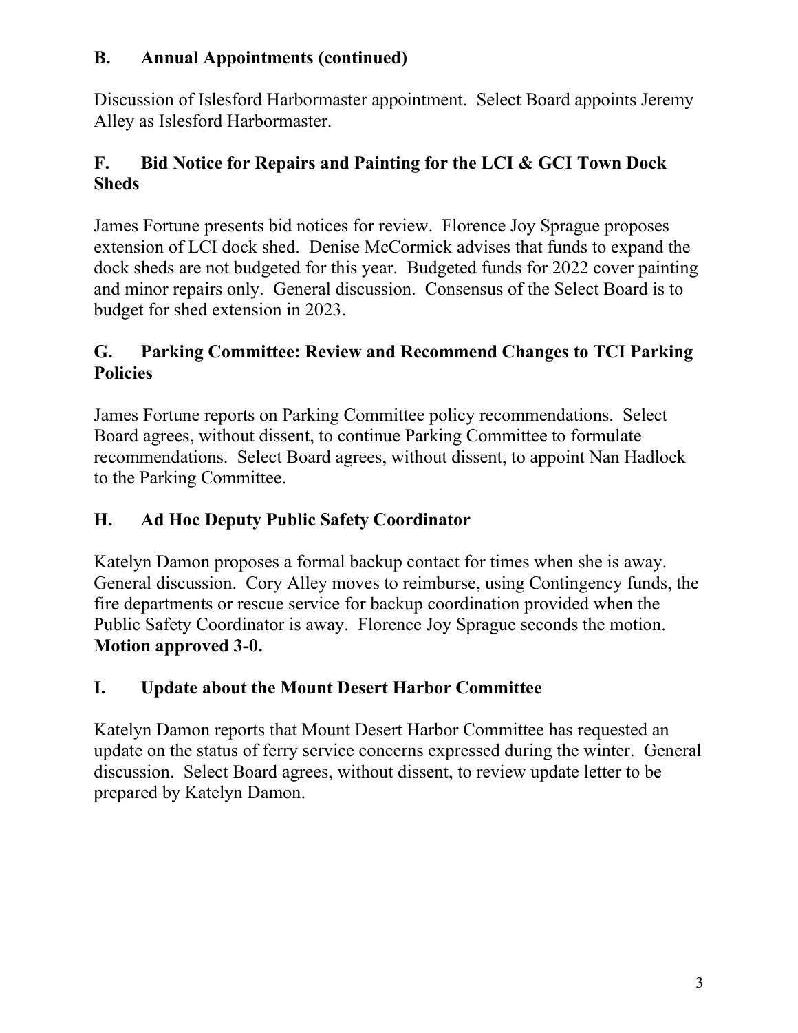## B. Annual Appointments (continued)

Discussion of Islesford Harbormaster appointment. Select Board appoints Jeremy Alley as Islesford Harbormaster.

## F. Bid Notice for Repairs and Painting for the LCI & GCI Town Dock Sheds

James Fortune presents bid notices for review. Florence Joy Sprague proposes extension of LCI dock shed. Denise McCormick advises that funds to expand the dock sheds are not budgeted for this year. Budgeted funds for 2022 cover painting and minor repairs only. General discussion. Consensus of the Select Board is to budget for shed extension in 2023.

## G. Parking Committee: Review and Recommend Changes to TCI Parking Policies

James Fortune reports on Parking Committee policy recommendations. Select Board agrees, without dissent, to continue Parking Committee to formulate recommendations. Select Board agrees, without dissent, to appoint Nan Hadlock to the Parking Committee.

## H. Ad Hoc Deputy Public Safety Coordinator

Katelyn Damon proposes a formal backup contact for times when she is away. General discussion. Cory Alley moves to reimburse, using Contingency funds, the fire departments or rescue service for backup coordination provided when the Public Safety Coordinator is away. Florence Joy Sprague seconds the motion. **Motion approved 3-0.**

## I. Update about the Mount Desert Harbor Committee

Katelyn Damon reports that Mount Desert Harbor Committee has requested an update on the status of ferry service concerns expressed during the winter. General discussion. Select Board agrees, without dissent, to review update letter to be prepared by Katelyn Damon.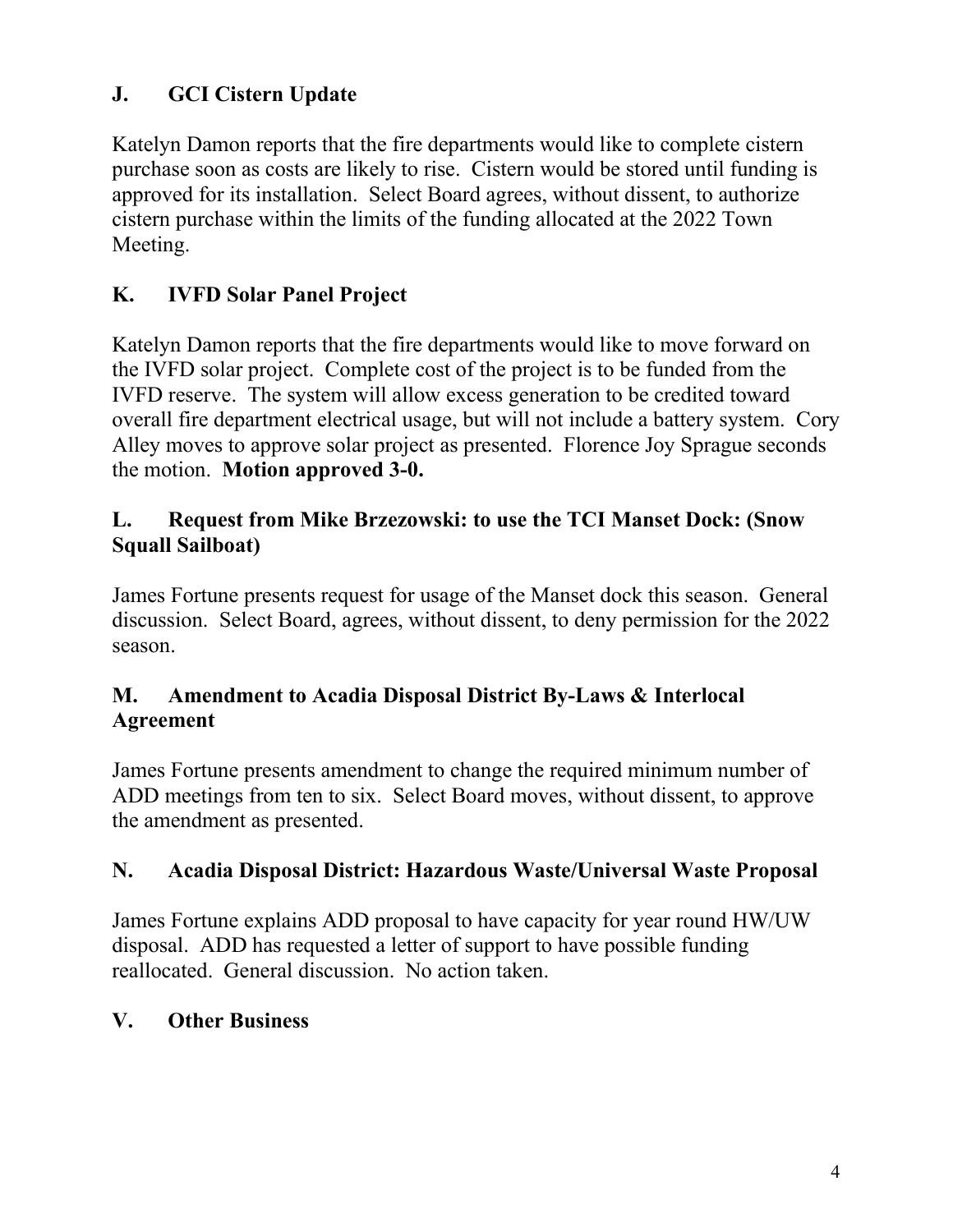## J. GCI Cistern Update

Katelyn Damon reports that the fire departments would like to complete cistern purchase soon as costs are likely to rise. Cistern would be stored until funding is approved for its installation. Select Board agrees, without dissent, to authorize cistern purchase within the limits of the funding allocated at the 2022 Town Meeting.

## K. IVFD Solar Panel Project

Katelyn Damon reports that the fire departments would like to move forward on the IVFD solar project. Complete cost of the project is to be funded from the IVFD reserve. The system will allow excess generation to be credited toward overall fire department electrical usage, but will not include a battery system. Cory Alley moves to approve solar project as presented. Florence Joy Sprague seconds the motion. **Motion approved 3-0.**

## L. Request from Mike Brzezowski: to use the TCI Manset Dock: (Snow Squall Sailboat)

James Fortune presents request for usage of the Manset dock this season. General discussion. Select Board, agrees, without dissent, to deny permission for the 2022 season.

## M. Amendment to Acadia Disposal District By-Laws & Interlocal Agreement

James Fortune presents amendment to change the required minimum number of ADD meetings from ten to six. Select Board moves, without dissent, to approve the amendment as presented.

## N. Acadia Disposal District: Hazardous Waste/Universal Waste Proposal

James Fortune explains ADD proposal to have capacity for year round HW/UW disposal. ADD has requested a letter of support to have possible funding reallocated. General discussion. No action taken.

## V. Other Business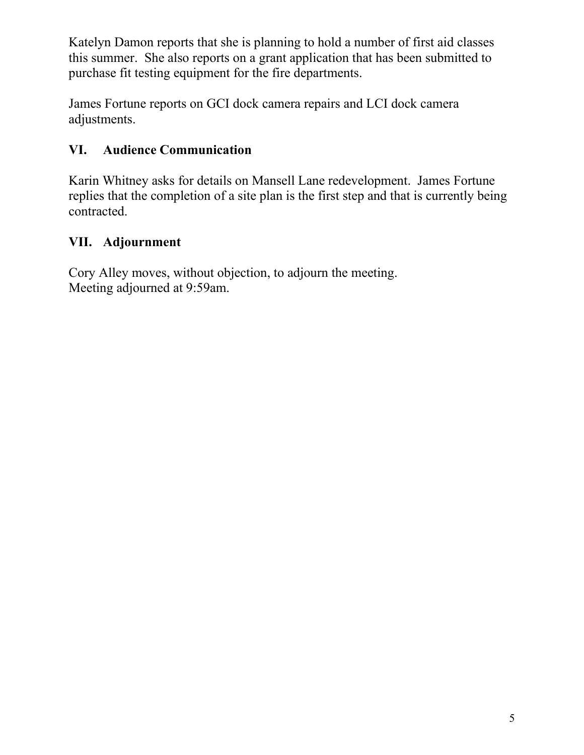Katelyn Damon reports that she is planning to hold a number of first aid classes this summer. She also reports on a grant application that has been submitted to purchase fit testing equipment for the fire departments.

James Fortune reports on GCI dock camera repairs and LCI dock camera adjustments.

## VI. Audience Communication

Karin Whitney asks for details on Mansell Lane redevelopment. James Fortune replies that the completion of a site plan is the first step and that is currently being contracted.

## VII. Adjournment

Cory Alley moves, without objection, to adjourn the meeting.
Meeting adjourned at 9:59am.